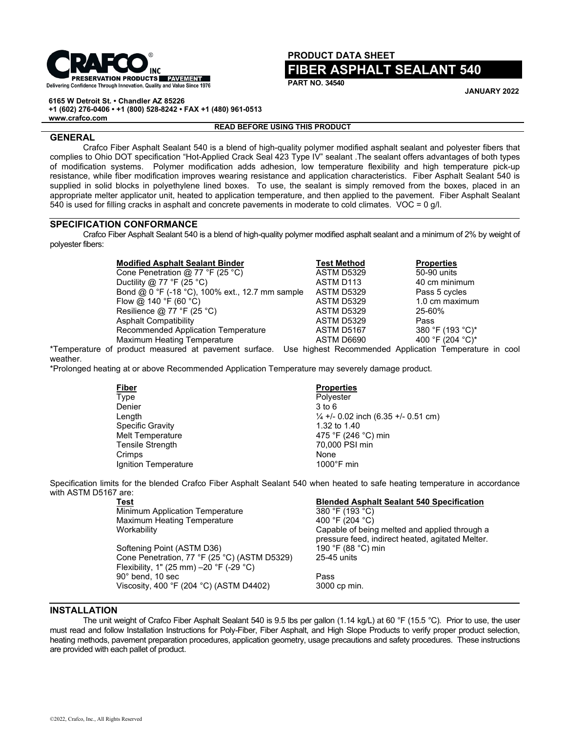CRAFCO INC
PRESERVATION PRODUCTS PAVEMENT
Delivering Confidence Through Innovation, Quality and Value Since 1976

6165 W Detroit St. • Chandler AZ 85226
+1 (602) 276-0406 • +1 (800) 528-8242 • FAX +1 (480) 961-0513
www.crafco.com

**PRODUCT DATA SHEET**

# FIBER ASPHALT SEALANT 540

**PART NO. 34540**

**JANUARY 2022**

**READ BEFORE USING THIS PRODUCT**

## GENERAL

Crafco Fiber Asphalt Sealant 540 is a blend of high-quality polymer modified asphalt sealant and polyester fibers that complies to Ohio DOT specification "Hot-Applied Crack Seal 423 Type IV" sealant .The sealant offers advantages of both types of modification systems. Polymer modification adds adhesion, low temperature flexibility and high temperature pick-up resistance, while fiber modification improves wearing resistance and application characteristics. Fiber Asphalt Sealant 540 is supplied in solid blocks in polyethylene lined boxes. To use, the sealant is simply removed from the boxes, placed in an appropriate melter applicator unit, heated to application temperature, and then applied to the pavement. Fiber Asphalt Sealant 540 is used for filling cracks in asphalt and concrete pavements in moderate to cold climates. VOC = 0 g/l.

## SPECIFICATION CONFORMANCE

Crafco Fiber Asphalt Sealant 540 is a blend of high-quality polymer modified asphalt sealant and a minimum of 2% by weight of polyester fibers:

| Modified Asphalt Sealant Binder | Test Method | Properties |
|---|---|---|
| Cone Penetration @ 77 °F (25 °C) | ASTM D5329 | 50-90 units |
| Ductility @ 77 °F (25 °C) | ASTM D113 | 40 cm minimum |
| Bond @ 0 °F (-18 °C), 100% ext., 12.7 mm sample | ASTM D5329 | Pass 5 cycles |
| Flow @ 140 °F (60 °C) | ASTM D5329 | 1.0 cm maximum |
| Resilience @ 77 °F (25 °C) | ASTM D5329 | 25-60% |
| Asphalt Compatibility | ASTM D5329 | Pass |
| Recommended Application Temperature | ASTM D5167 | 380 °F (193 °C)* |
| Maximum Heating Temperature | ASTM D6690 | 400 °F (204 °C)* |

*Temperature of product measured at pavement surface. Use highest Recommended Application Temperature in cool weather.

*Prolonged heating at or above Recommended Application Temperature may severely damage product.

| Fiber | Properties |
|---|---|
| Type | Polyester |
| Denier | 3 to 6 |
| Length | ¼ +/- 0.02 inch (6.35 +/- 0.51 cm) |
| Specific Gravity | 1.32 to 1.40 |
| Melt Temperature | 475 °F (246 °C) min |
| Tensile Strength | 70,000 PSI min |
| Crimps | None |
| Ignition Temperature | 1000°F min |

Specification limits for the blended Crafco Fiber Asphalt Sealant 540 when heated to safe heating temperature in accordance with ASTM D5167 are:

| Test | Blended Asphalt Sealant 540 Specification |
|---|---|
| Minimum Application Temperature | 380 °F (193 °C) |
| Maximum Heating Temperature | 400 °F (204 °C) |
| Workability | Capable of being melted and applied through a pressure feed, indirect heated, agitated Melter. |
| Softening Point (ASTM D36) | 190 °F (88 °C) min |
| Cone Penetration, 77 °F (25 °C) (ASTM D5329) | 25-45 units |
| Flexibility, 1" (25 mm) –20 °F (-29 °C) 90° bend, 10 sec | Pass |
| Viscosity, 400 °F (204 °C) (ASTM D4402) | 3000 cp min. |

## INSTALLATION

The unit weight of Crafco Fiber Asphalt Sealant 540 is 9.5 lbs per gallon (1.14 kg/L) at 60 °F (15.5 °C). Prior to use, the user must read and follow Installation Instructions for Poly-Fiber, Fiber Asphalt, and High Slope Products to verify proper product selection, heating methods, pavement preparation procedures, application geometry, usage precautions and safety procedures. These instructions are provided with each pallet of product.

©2022, Crafco, Inc., All Rights Reserved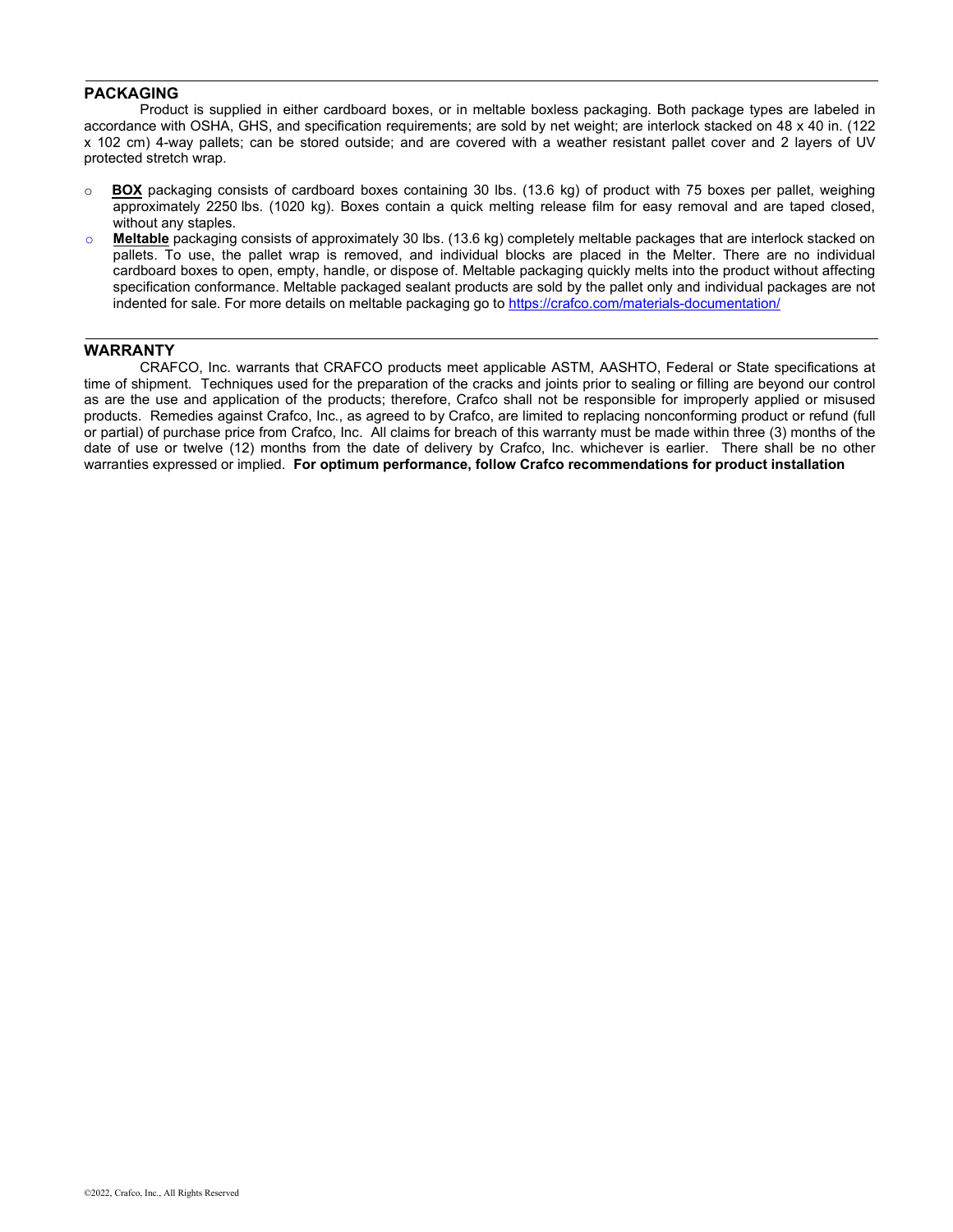## PACKAGING

Product is supplied in either cardboard boxes, or in meltable boxless packaging. Both package types are labeled in accordance with OSHA, GHS, and specification requirements; are sold by net weight; are interlock stacked on 48 x 40 in. (122 x 102 cm) 4-way pallets; can be stored outside; and are covered with a weather resistant pallet cover and 2 layers of UV protected stretch wrap.

- **BOX** packaging consists of cardboard boxes containing 30 lbs. (13.6 kg) of product with 75 boxes per pallet, weighing approximately 2250 lbs. (1020 kg). Boxes contain a quick melting release film for easy removal and are taped closed, without any staples.
- **Meltable** packaging consists of approximately 30 lbs. (13.6 kg) completely meltable packages that are interlock stacked on pallets. To use, the pallet wrap is removed, and individual blocks are placed in the Melter. There are no individual cardboard boxes to open, empty, handle, or dispose of. Meltable packaging quickly melts into the product without affecting specification conformance. Meltable packaged sealant products are sold by the pallet only and individual packages are not indented for sale. For more details on meltable packaging go to https://crafco.com/materials-documentation/

## WARRANTY

CRAFCO, Inc. warrants that CRAFCO products meet applicable ASTM, AASHTO, Federal or State specifications at time of shipment. Techniques used for the preparation of the cracks and joints prior to sealing or filling are beyond our control as are the use and application of the products; therefore, Crafco shall not be responsible for improperly applied or misused products. Remedies against Crafco, Inc., as agreed to by Crafco, are limited to replacing nonconforming product or refund (full or partial) of purchase price from Crafco, Inc. All claims for breach of this warranty must be made within three (3) months of the date of use or twelve (12) months from the date of delivery by Crafco, Inc. whichever is earlier. There shall be no other warranties expressed or implied. **For optimum performance, follow Crafco recommendations for product installation**

©2022, Crafco, Inc., All Rights Reserved